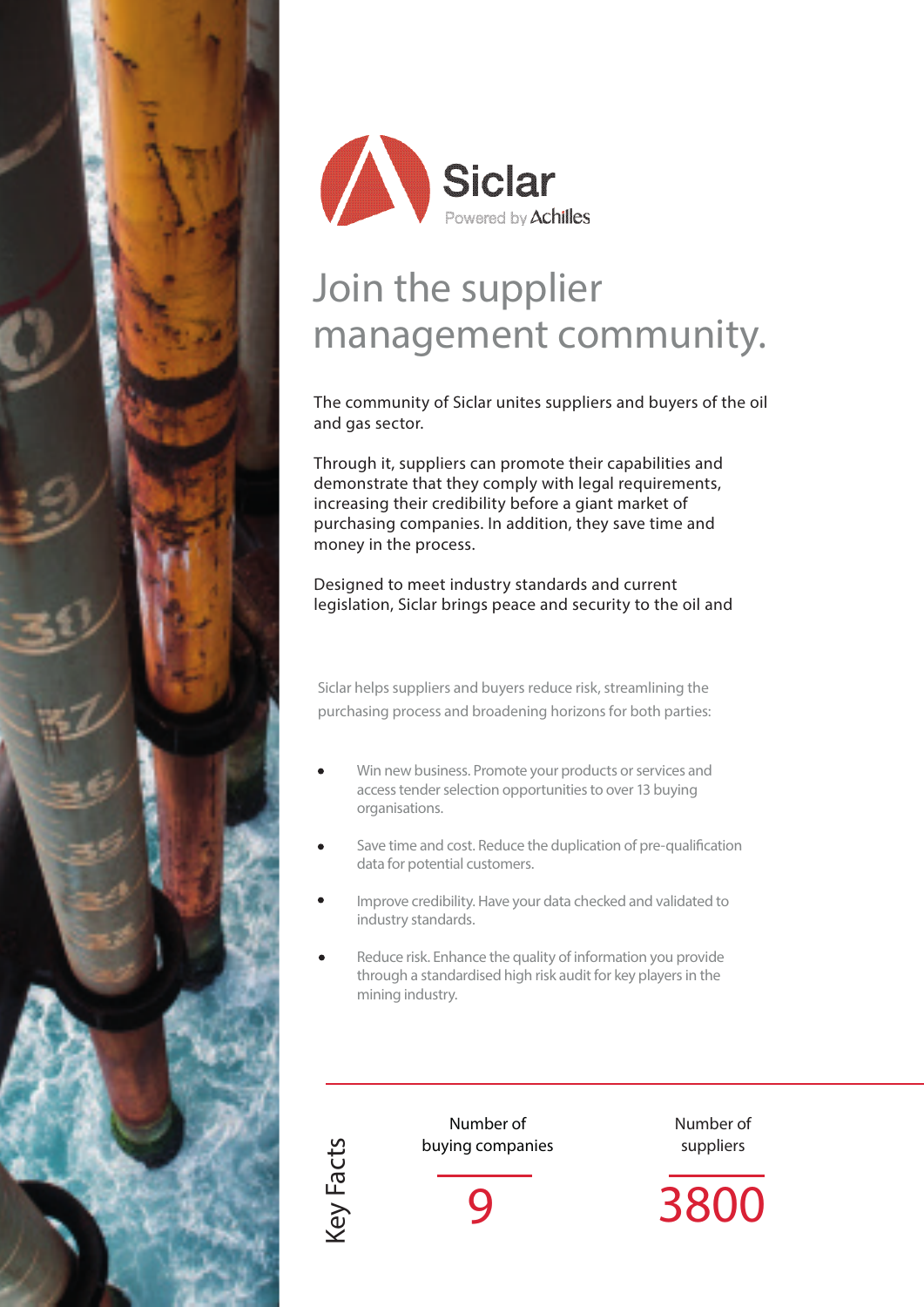Siclar
Powered by Achilles

# Join the supplier management community.

The community of Siclar unites suppliers and buyers of the oil and gas sector.

Through it, suppliers can promote their capabilities and demonstrate that they comply with legal requirements, increasing their credibility before a giant market of purchasing companies. In addition, they save time and money in the process.

Designed to meet industry standards and current legislation, Siclar brings peace and security to the oil and

Siclar helps suppliers and buyers reduce risk, streamlining the purchasing process and broadening horizons for both parties:

- Win new business. Promote your products or services and access tender selection opportunities to over 13 buying organisations.
- Save time and cost. Reduce the duplication of pre-qualification data for potential customers.
- Improve credibility. Have your data checked and validated to industry standards.
- Reduce risk. Enhance the quality of information you provide through a standardised high risk audit for key players in the mining industry.

## Key Facts

| Number of buying companies | Number of suppliers |
|---|---|
| 9 | 3800 |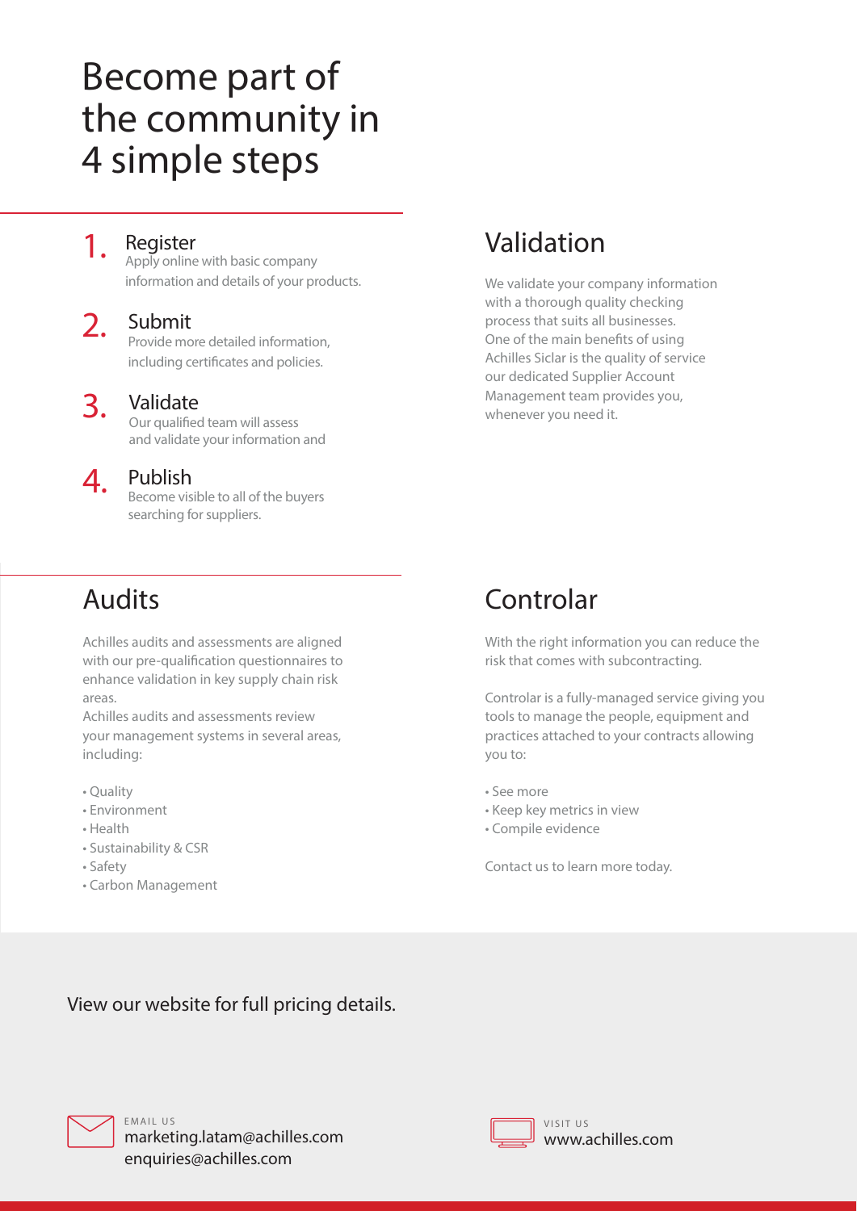# Become part of the community in 4 simple steps

1. **Register**
   Apply online with basic company information and details of your products.

2. **Submit**
   Provide more detailed information, including certificates and policies.

3. **Validate**
   Our qualified team will assess and validate your information and

4. **Publish**
   Become visible to all of the buyers searching for suppliers.

## Validation

We validate your company information with a thorough quality checking process that suits all businesses. One of the main benefits of using Achilles Siclar is the quality of service our dedicated Supplier Account Management team provides you, whenever you need it.

## Audits

Achilles audits and assessments are aligned with our pre-qualification questionnaires to enhance validation in key supply chain risk areas.
Achilles audits and assessments review your management systems in several areas, including:

- Quality
- Environment
- Health
- Sustainability & CSR
- Safety
- Carbon Management

## Controlar

With the right information you can reduce the risk that comes with subcontracting.

Controlar is a fully-managed service giving you tools to manage the people, equipment and practices attached to your contracts allowing you to:

- See more
- Keep key metrics in view
- Compile evidence

Contact us to learn more today.

View our website for full pricing details.

EMAIL US
marketing.latam@achilles.com
enquiries@achilles.com

VISIT US
www.achilles.com